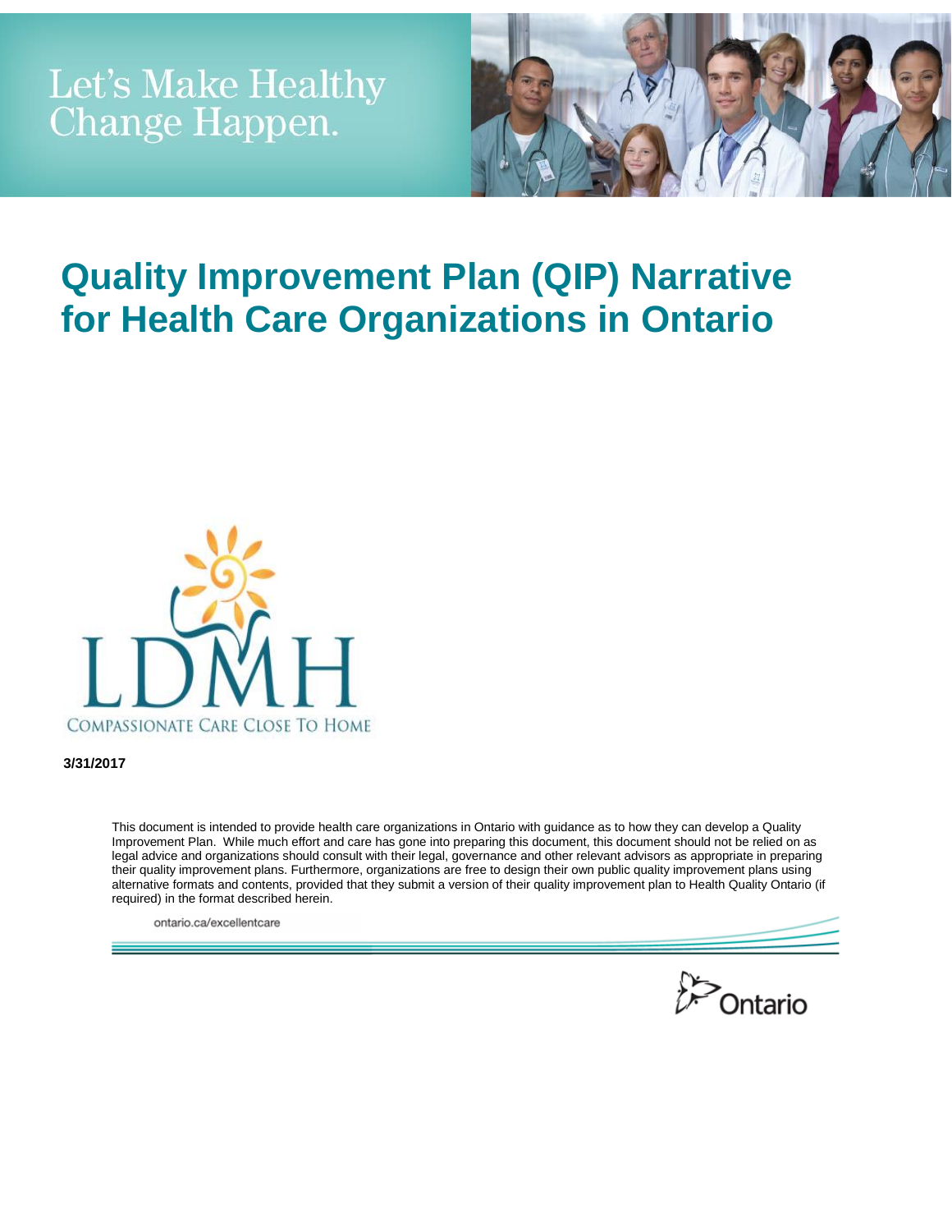Let's Make Healthy Change Happen.

# Quality Improvement Plan (QIP) Narrative for Health Care Organizations in Ontario

LDMH

COMPASSIONATE CARE CLOSE TO HOME

**3/31/2017**

This document is intended to provide health care organizations in Ontario with guidance as to how they can develop a Quality Improvement Plan. While much effort and care has gone into preparing this document, this document should not be relied on as legal advice and organizations should consult with their legal, governance and other relevant advisors as appropriate in preparing their quality improvement plans. Furthermore, organizations are free to design their own public quality improvement plans using alternative formats and contents, provided that they submit a version of their quality improvement plan to Health Quality Ontario (if required) in the format described herein.

ontario.ca/excellentcare

Ontario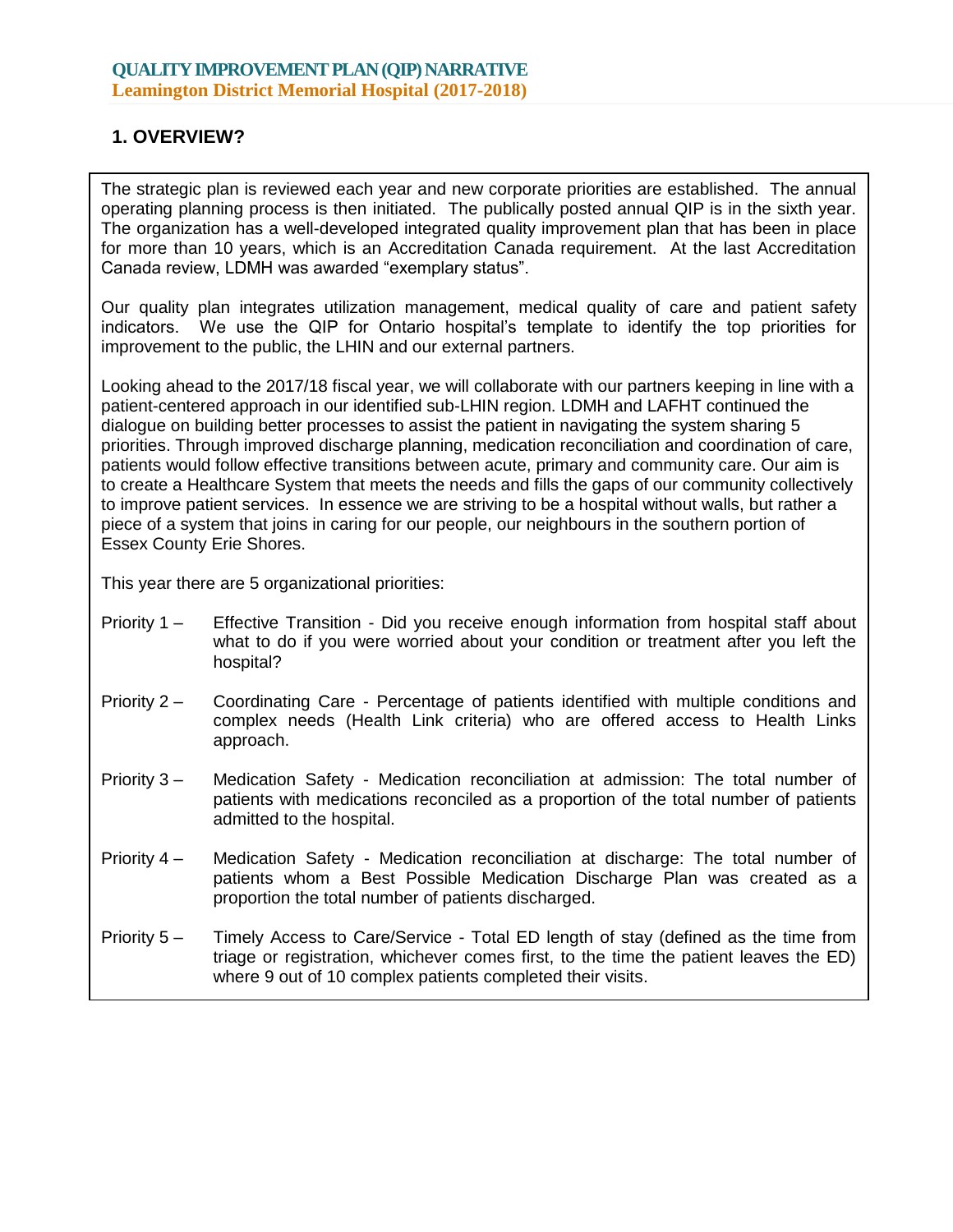**QUALITY IMPROVEMENT PLAN (QIP) NARRATIVE**
**Leamington District Memorial Hospital (2017-2018)**

## 1. OVERVIEW?

The strategic plan is reviewed each year and new corporate priorities are established. The annual operating planning process is then initiated. The publically posted annual QIP is in the sixth year. The organization has a well-developed integrated quality improvement plan that has been in place for more than 10 years, which is an Accreditation Canada requirement. At the last Accreditation Canada review, LDMH was awarded "exemplary status".

Our quality plan integrates utilization management, medical quality of care and patient safety indicators. We use the QIP for Ontario hospital's template to identify the top priorities for improvement to the public, the LHIN and our external partners.

Looking ahead to the 2017/18 fiscal year, we will collaborate with our partners keeping in line with a patient-centered approach in our identified sub-LHIN region. LDMH and LAFHT continued the dialogue on building better processes to assist the patient in navigating the system sharing 5 priorities. Through improved discharge planning, medication reconciliation and coordination of care, patients would follow effective transitions between acute, primary and community care. Our aim is to create a Healthcare System that meets the needs and fills the gaps of our community collectively to improve patient services. In essence we are striving to be a hospital without walls, but rather a piece of a system that joins in caring for our people, our neighbours in the southern portion of Essex County Erie Shores.

This year there are 5 organizational priorities:

Priority 1 – Effective Transition - Did you receive enough information from hospital staff about what to do if you were worried about your condition or treatment after you left the hospital?

Priority 2 – Coordinating Care - Percentage of patients identified with multiple conditions and complex needs (Health Link criteria) who are offered access to Health Links approach.

Priority 3 – Medication Safety - Medication reconciliation at admission: The total number of patients with medications reconciled as a proportion of the total number of patients admitted to the hospital.

Priority 4 – Medication Safety - Medication reconciliation at discharge: The total number of patients whom a Best Possible Medication Discharge Plan was created as a proportion the total number of patients discharged.

Priority 5 – Timely Access to Care/Service - Total ED length of stay (defined as the time from triage or registration, whichever comes first, to the time the patient leaves the ED) where 9 out of 10 complex patients completed their visits.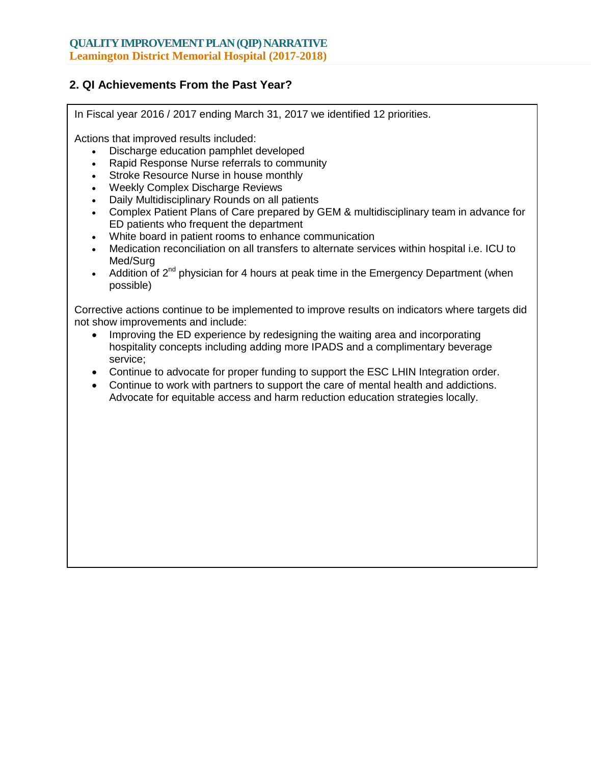## 2. QI Achievements From the Past Year?

In Fiscal year 2016 / 2017 ending March 31, 2017 we identified 12 priorities.

Actions that improved results included:

- Discharge education pamphlet developed
- Rapid Response Nurse referrals to community
- Stroke Resource Nurse in house monthly
- Weekly Complex Discharge Reviews
- Daily Multidisciplinary Rounds on all patients
- Complex Patient Plans of Care prepared by GEM & multidisciplinary team in advance for ED patients who frequent the department
- White board in patient rooms to enhance communication
- Medication reconciliation on all transfers to alternate services within hospital i.e. ICU to Med/Surg
- Addition of 2nd physician for 4 hours at peak time in the Emergency Department (when possible)

Corrective actions continue to be implemented to improve results on indicators where targets did not show improvements and include:

- Improving the ED experience by redesigning the waiting area and incorporating hospitality concepts including adding more IPADS and a complimentary beverage service;
- Continue to advocate for proper funding to support the ESC LHIN Integration order.
- Continue to work with partners to support the care of mental health and addictions. Advocate for equitable access and harm reduction education strategies locally.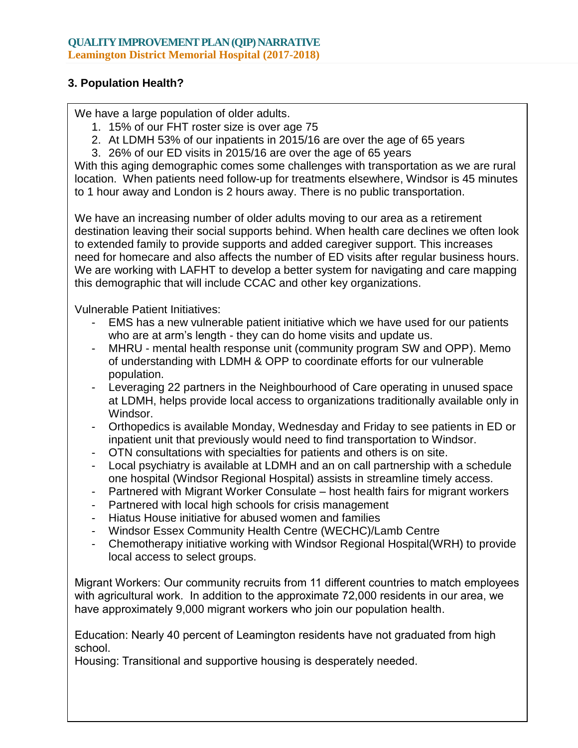## 3. Population Health?

We have a large population of older adults.

1. 15% of our FHT roster size is over age 75
2. At LDMH 53% of our inpatients in 2015/16 are over the age of 65 years
3. 26% of our ED visits in 2015/16 are over the age of 65 years

With this aging demographic comes some challenges with transportation as we are rural location. When patients need follow-up for treatments elsewhere, Windsor is 45 minutes to 1 hour away and London is 2 hours away. There is no public transportation.

We have an increasing number of older adults moving to our area as a retirement destination leaving their social supports behind. When health care declines we often look to extended family to provide supports and added caregiver support. This increases need for homecare and also affects the number of ED visits after regular business hours. We are working with LAFHT to develop a better system for navigating and care mapping this demographic that will include CCAC and other key organizations.

Vulnerable Patient Initiatives:

- EMS has a new vulnerable patient initiative which we have used for our patients who are at arm's length - they can do home visits and update us.
- MHRU - mental health response unit (community program SW and OPP). Memo of understanding with LDMH & OPP to coordinate efforts for our vulnerable population.
- Leveraging 22 partners in the Neighbourhood of Care operating in unused space at LDMH, helps provide local access to organizations traditionally available only in Windsor.
- Orthopedics is available Monday, Wednesday and Friday to see patients in ED or inpatient unit that previously would need to find transportation to Windsor.
- OTN consultations with specialties for patients and others is on site.
- Local psychiatry is available at LDMH and an on call partnership with a schedule one hospital (Windsor Regional Hospital) assists in streamline timely access.
- Partnered with Migrant Worker Consulate – host health fairs for migrant workers
- Partnered with local high schools for crisis management
- Hiatus House initiative for abused women and families
- Windsor Essex Community Health Centre (WECHC)/Lamb Centre
- Chemotherapy initiative working with Windsor Regional Hospital(WRH) to provide local access to select groups.

Migrant Workers: Our community recruits from 11 different countries to match employees with agricultural work. In addition to the approximate 72,000 residents in our area, we have approximately 9,000 migrant workers who join our population health.

Education: Nearly 40 percent of Leamington residents have not graduated from high school.

Housing: Transitional and supportive housing is desperately needed.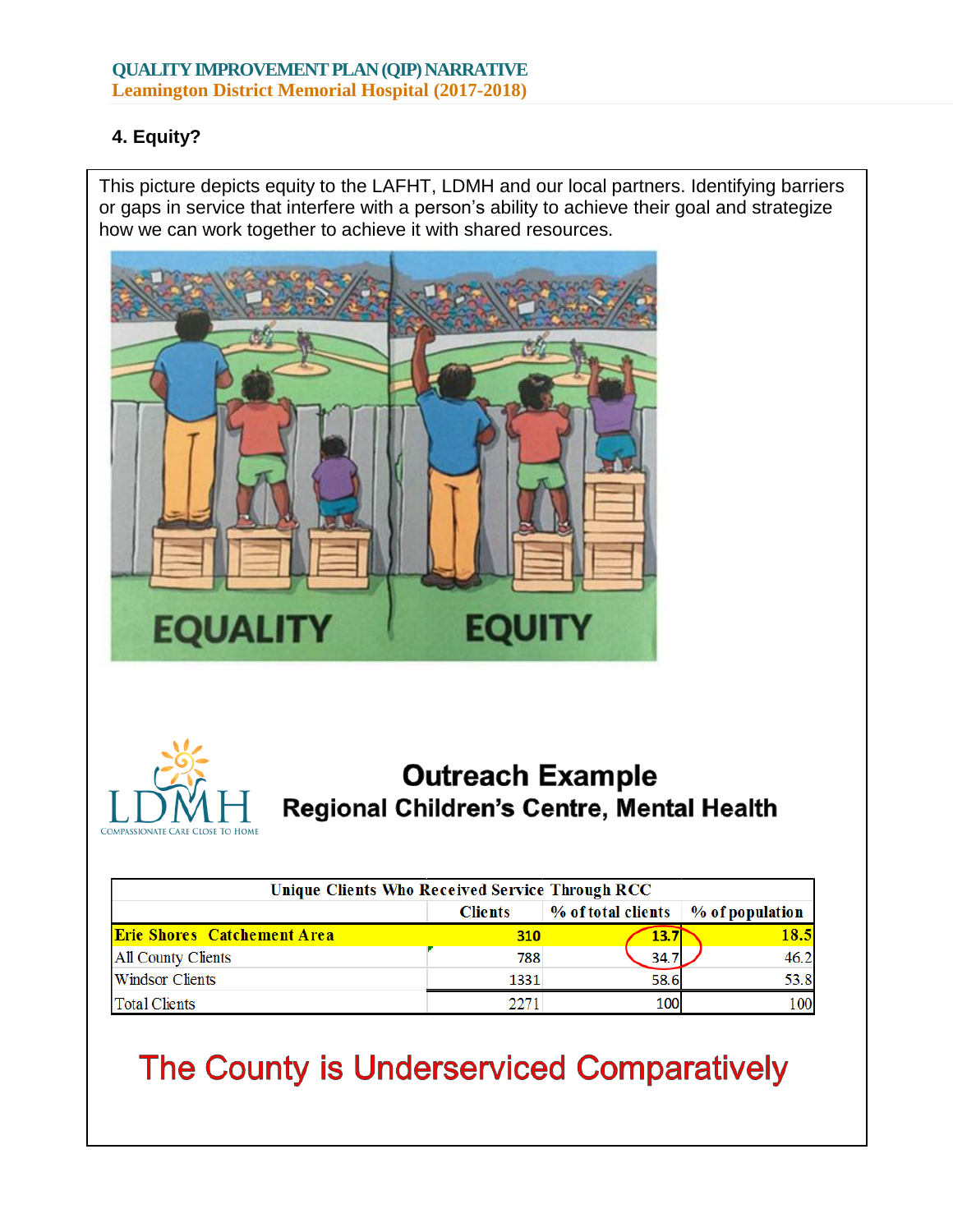## 4. Equity?

This picture depicts equity to the LAFHT, LDMH and our local partners. Identifying barriers or gaps in service that interfere with a person's ability to achieve their goal and strategize how we can work together to achieve it with shared resources.

EQUALITY EQUITY

LDMH
COMPASSIONATE CARE CLOSE TO HOME

**Outreach Example**
**Regional Children's Centre, Mental Health**

| Unique Clients Who Received Service Through RCC | | | |
|---|---|---|---|
| | Clients | % of total clients | % of population |
| **Erie Shores Catchement Area** | **310** | **13.7** | **18.5** |
| All County Clients | 788 | 34.7 | 46.2 |
| Windsor Clients | 1331 | 58.6 | 53.8 |
| Total Clients | 2271 | 100 | 100 |

The County is Underserviced Comparatively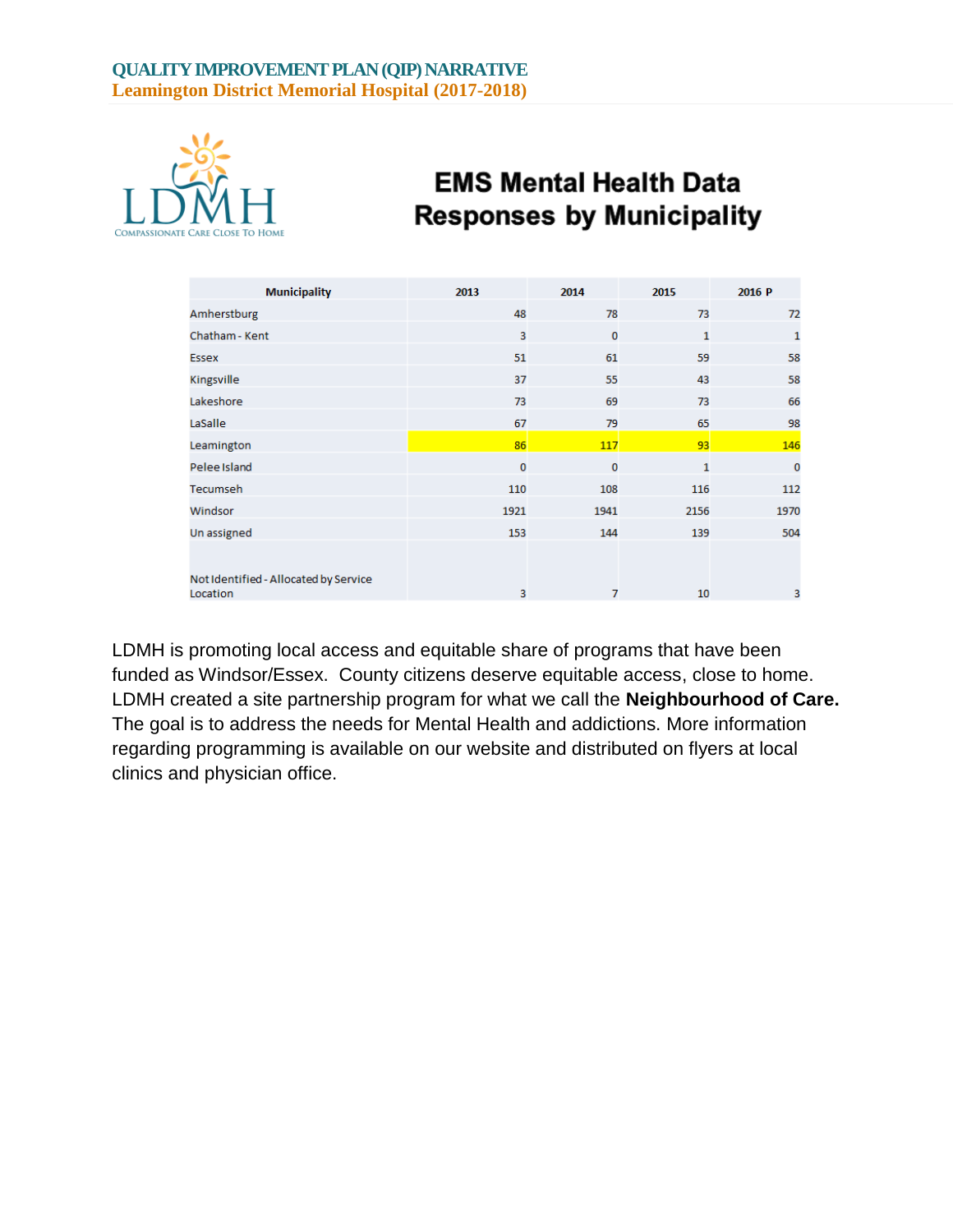# EMS Mental Health Data Responses by Municipality

| Municipality | 2013 | 2014 | 2015 | 2016 P |
|---|---|---|---|---|
| Amherstburg | 48 | 78 | 73 | 72 |
| Chatham - Kent | 3 | 0 | 1 | 1 |
| Essex | 51 | 61 | 59 | 58 |
| Kingsville | 37 | 55 | 43 | 58 |
| Lakeshore | 73 | 69 | 73 | 66 |
| LaSalle | 67 | 79 | 65 | 98 |
| Leamington | 86 | 117 | 93 | 146 |
| Pelee Island | 0 | 0 | 1 | 0 |
| Tecumseh | 110 | 108 | 116 | 112 |
| Windsor | 1921 | 1941 | 2156 | 1970 |
| Un assigned | 153 | 144 | 139 | 504 |
| Not Identified - Allocated by Service Location | 3 | 7 | 10 | 3 |

LDMH is promoting local access and equitable share of programs that have been funded as Windsor/Essex. County citizens deserve equitable access, close to home. LDMH created a site partnership program for what we call the **Neighbourhood of Care.** The goal is to address the needs for Mental Health and addictions. More information regarding programming is available on our website and distributed on flyers at local clinics and physician office.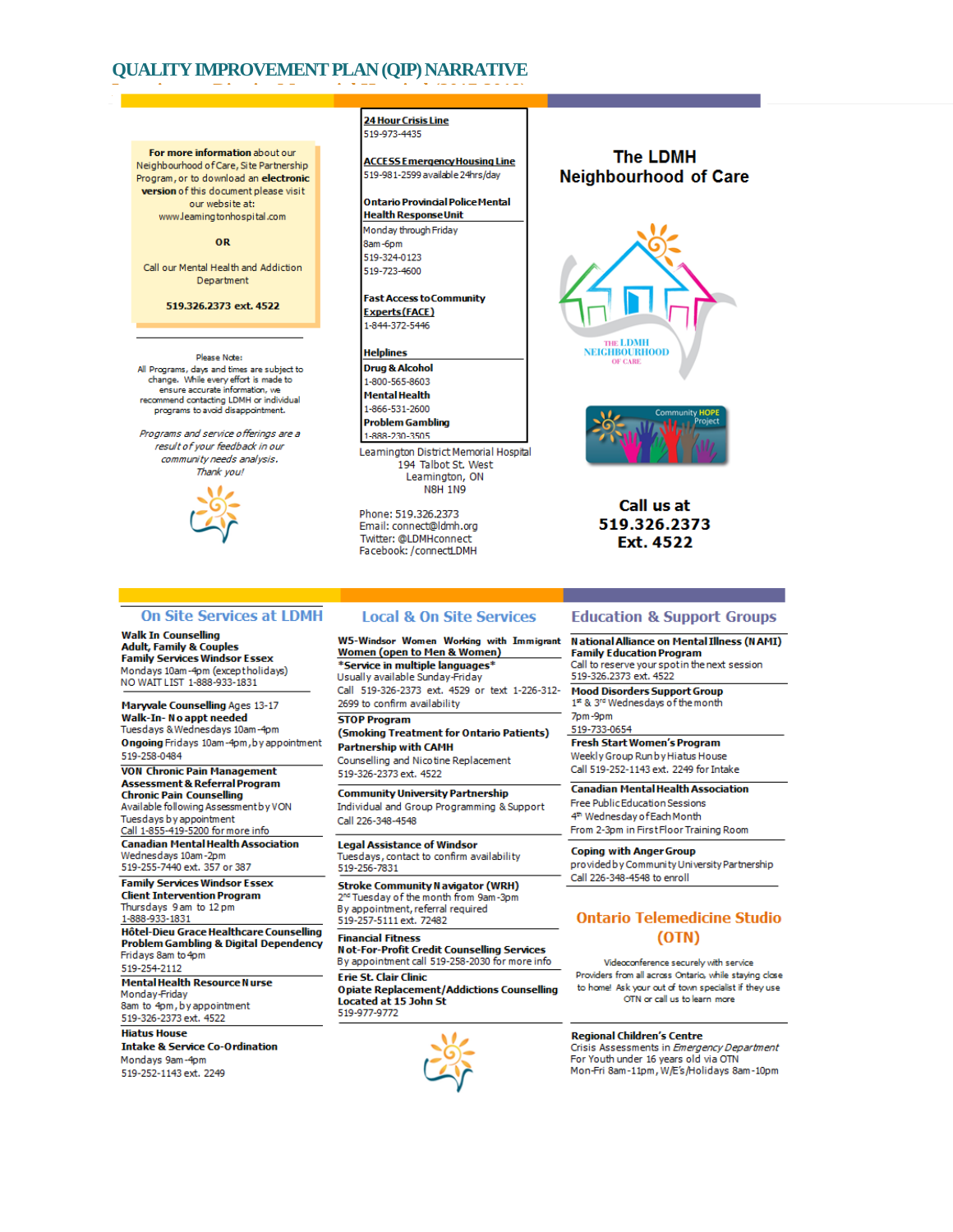# QUALITY IMPROVEMENT PLAN (QIP) NARRATIVE

**For more information** about our Neighbourhood of Care, Site Partnership Program, or to download an **electronic version** of this document please visit our website at: www.leamingtonhospital.com

**OR**

Call our Mental Health and Addiction Department

**519.326.2373 ext. 4522**

Please Note:
All Programs, days and times are subject to change. While every effort is made to ensure accurate information, we recommend contacting LDMH or individual programs to avoid disappointment.

*Programs and service offerings are a result of your feedback in our community needs analysis. Thank you!*

**24 Hour Crisis Line**
519-973-4435

**ACCESS Emergency Housing Line**
519-981-2599 available 24hrs/day

**Ontario Provincial Police Mental Health Response Unit**
Monday through Friday
8am-6pm
519-324-0123
519-723-4600

**Fast Access to Community Experts (FACE)**
1-844-372-5446

**Helplines**
**Drug & Alcohol**
1-800-565-8603
**Mental Health**
1-866-531-2600
**Problem Gambling**
1-888-230-3505

Leamington District Memorial Hospital
194 Talbot St. West
Leamington, ON
N8H 1N9

Phone: 519.326.2373
Email: connect@ldmh.org
Twitter: @LDMHconnect
Facebook: /connectLDMH

## The LDMH Neighbourhood of Care

THE LDMH NEIGHBOURHOOD OF CARE

Community HOPE Project

**Call us at 519.326.2373 Ext. 4522**

## On Site Services at LDMH

**Walk In Counselling**
**Adult, Family & Couples**
**Family Services Windsor Essex**
Mondays 10am-4pm (except holidays)
NO WAIT LIST 1-888-933-1831

**Maryvale Counselling** Ages 13-17
**Walk-In- No appt needed**
Tuesdays & Wednesdays 10am-4pm
**Ongoing** Fridays 10am-4pm, by appointment
519-258-0484

**VON Chronic Pain Management Assessment & Referral Program**
**Chronic Pain Counselling**
Available following Assessment by VON
Tuesdays by appointment
Call 1-855-419-5200 for more info

**Canadian Mental Health Association**
Wednesdays 10am-2pm
519-255-7440 ext. 357 or 387

**Family Services Windsor Essex**
**Client Intervention Program**
Thursdays 9am to 12pm
1-888-933-1831

**Hôtel-Dieu Grace Healthcare Counselling**
**Problem Gambling & Digital Dependency**
Fridays 8am to 4pm
519-254-2112

**Mental Health Resource Nurse**
Monday-Friday
8am to 4pm, by appointment
519-326-2373 ext. 4522

**Hiatus House**
**Intake & Service Co-Ordination**
Mondays 9am-4pm
519-252-1143 ext. 2249

## Local & On Site Services

**W5-Windsor Women Working with Immigrant Women (open to Men & Women)**
**\*Service in multiple languages\***
Usually available Sunday-Friday
Call 519-326-2373 ext. 4529 or text 1-226-312-2699 to confirm availability

**STOP Program**
**(Smoking Treatment for Ontario Patients)**
**Partnership with CAMH**
Counselling and Nicotine Replacement
519-326-2373 ext. 4522

**Community University Partnership**
Individual and Group Programming & Support
Call 226-348-4548

**Legal Assistance of Windsor**
Tuesdays, contact to confirm availability
519-256-7831

**Stroke Community Navigator (WRH)**
2nd Tuesday of the month from 9am-3pm
By appointment, referral required
519-257-5111 ext. 72482

**Financial Fitness**
**Not-For-Profit Credit Counselling Services**
By appointment call 519-258-2030 for more info

**Erie St. Clair Clinic**
**Opiate Replacement/Addictions Counselling**
**Located at 15 John St**
519-977-9772

## Education & Support Groups

**National Alliance on Mental Illness (NAMI)**
**Family Education Program**
Call to reserve your spot in the next session
519-326-2373 ext. 4522

**Mood Disorders Support Group**
1st & 3rd Wednesdays of the month
7pm-9pm
519-733-0654

**Fresh Start Women's Program**
Weekly Group Run by Hiatus House
Call 519-252-1143 ext. 2249 for Intake

**Canadian Mental Health Association**
Free Public Education Sessions
4th Wednesday of Each Month
From 2-3pm in First Floor Training Room

**Coping with Anger Group**
provided by Community University Partnership
Call 226-348-4548 to enroll

## Ontario Telemedicine Studio (OTN)

Videoconference securely with service Providers from all across Ontario, while staying close to home! Ask your out of town specialist if they use OTN or call us to learn more

**Regional Children's Centre**
Crisis Assessments in *Emergency Department*
For Youth under 16 years old via OTN
Mon-Fri 8am-11pm, W/E's/Holidays 8am-10pm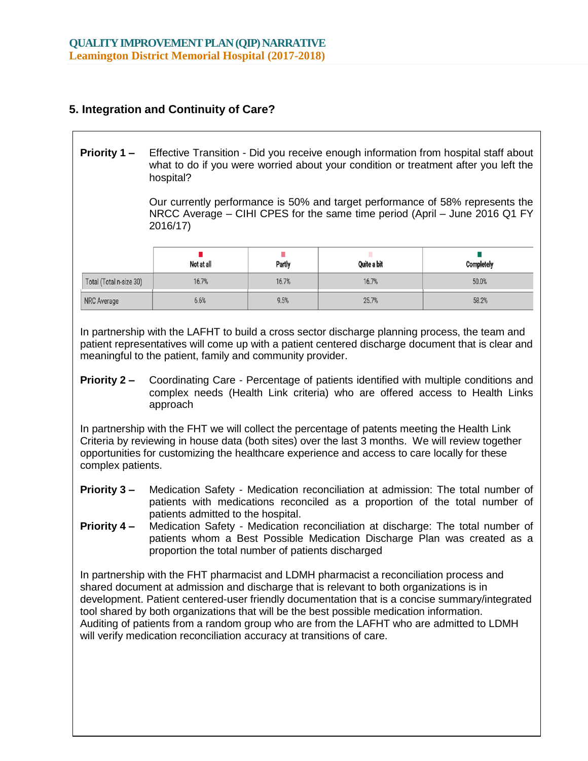## 5. Integration and Continuity of Care?

**Priority 1 –** Effective Transition - Did you receive enough information from hospital staff about what to do if you were worried about your condition or treatment after you left the hospital?

Our currently performance is 50% and target performance of 58% represents the NRCC Average – CIHI CPES for the same time period (April – June 2016 Q1 FY 2016/17)

| | Not at all | Partly | Quite a bit | Completely |
|---|---|---|---|---|
| Total (Total n-size 30) | 16.7% | 16.7% | 16.7% | 50.0% |
| NRC Average | 6.6% | 9.5% | 25.7% | 58.2% |

In partnership with the LAFHT to build a cross sector discharge planning process, the team and patient representatives will come up with a patient centered discharge document that is clear and meaningful to the patient, family and community provider.

**Priority 2 –** Coordinating Care - Percentage of patients identified with multiple conditions and complex needs (Health Link criteria) who are offered access to Health Links approach

In partnership with the FHT we will collect the percentage of patents meeting the Health Link Criteria by reviewing in house data (both sites) over the last 3 months. We will review together opportunities for customizing the healthcare experience and access to care locally for these complex patients.

**Priority 3 –** Medication Safety - Medication reconciliation at admission: The total number of patients with medications reconciled as a proportion of the total number of patients admitted to the hospital.

**Priority 4 –** Medication Safety - Medication reconciliation at discharge: The total number of patients whom a Best Possible Medication Discharge Plan was created as a proportion the total number of patients discharged

In partnership with the FHT pharmacist and LDMH pharmacist a reconciliation process and shared document at admission and discharge that is relevant to both organizations is in development. Patient centered-user friendly documentation that is a concise summary/integrated tool shared by both organizations that will be the best possible medication information. Auditing of patients from a random group who are from the LAFHT who are admitted to LDMH will verify medication reconciliation accuracy at transitions of care.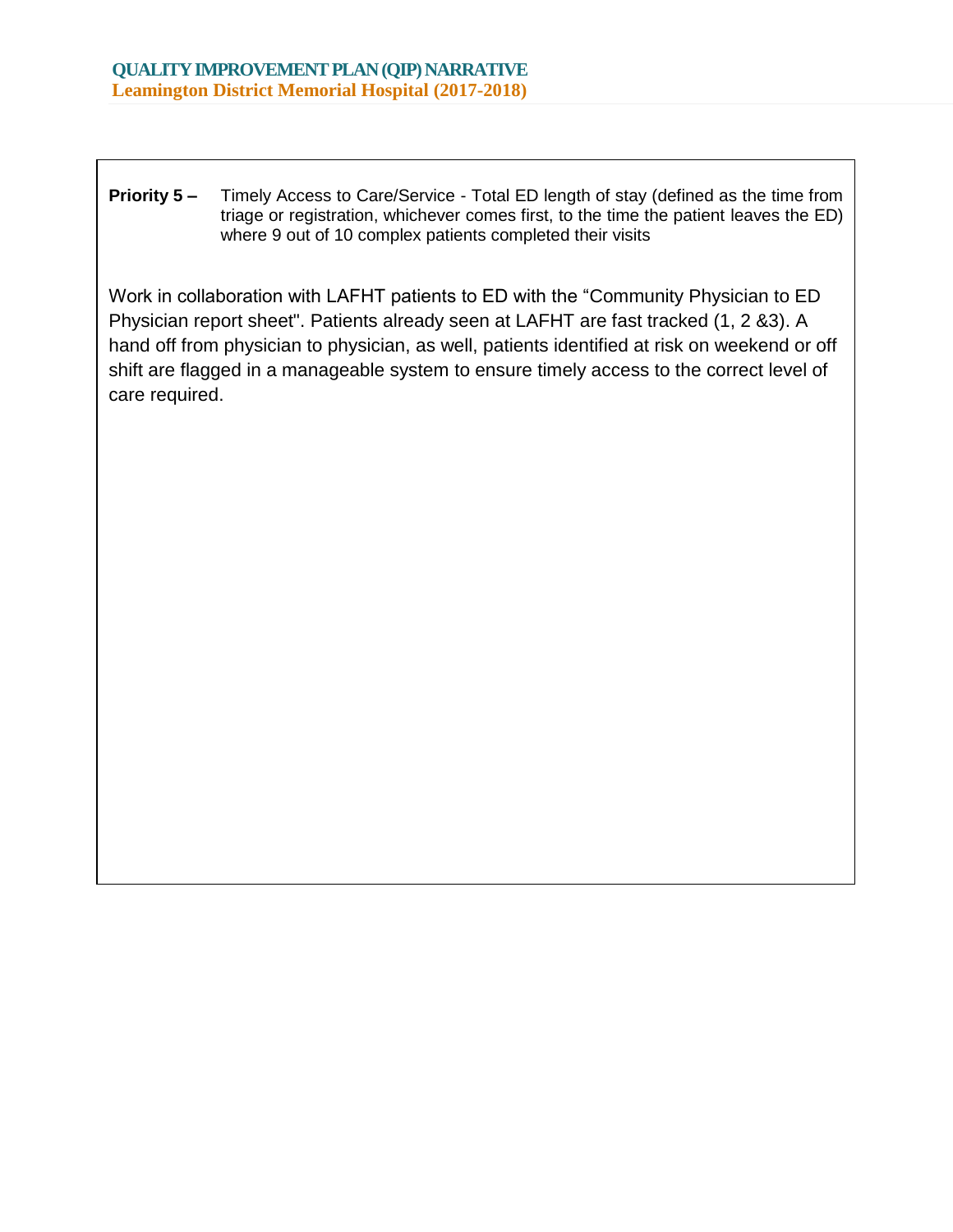**Priority 5 –** Timely Access to Care/Service - Total ED length of stay (defined as the time from triage or registration, whichever comes first, to the time the patient leaves the ED) where 9 out of 10 complex patients completed their visits

Work in collaboration with LAFHT patients to ED with the “Community Physician to ED Physician report sheet". Patients already seen at LAFHT are fast tracked (1, 2 &3). A hand off from physician to physician, as well, patients identified at risk on weekend or off shift are flagged in a manageable system to ensure timely access to the correct level of care required.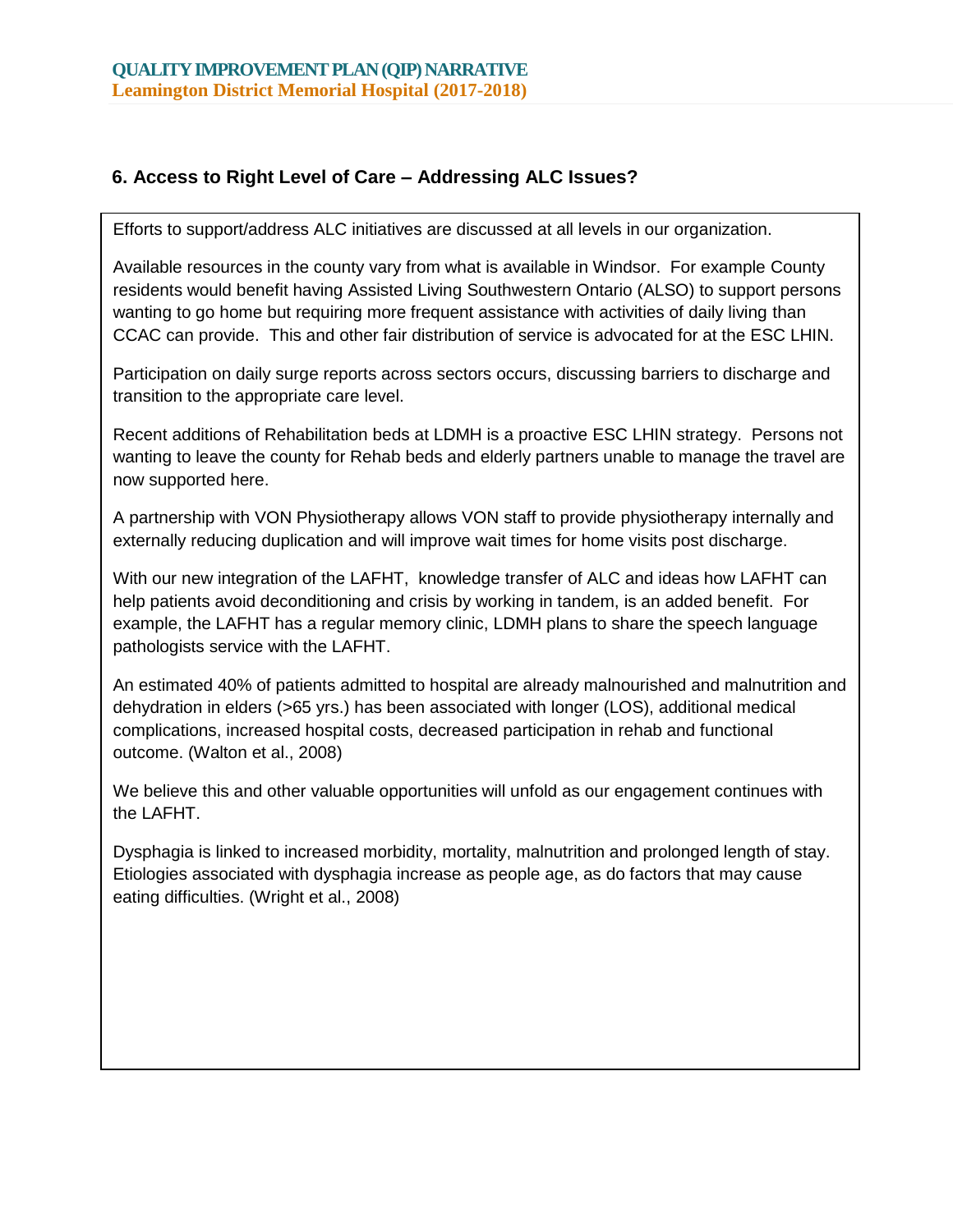## 6. Access to Right Level of Care – Addressing ALC Issues?

Efforts to support/address ALC initiatives are discussed at all levels in our organization.

Available resources in the county vary from what is available in Windsor. For example County residents would benefit having Assisted Living Southwestern Ontario (ALSO) to support persons wanting to go home but requiring more frequent assistance with activities of daily living than CCAC can provide. This and other fair distribution of service is advocated for at the ESC LHIN.

Participation on daily surge reports across sectors occurs, discussing barriers to discharge and transition to the appropriate care level.

Recent additions of Rehabilitation beds at LDMH is a proactive ESC LHIN strategy. Persons not wanting to leave the county for Rehab beds and elderly partners unable to manage the travel are now supported here.

A partnership with VON Physiotherapy allows VON staff to provide physiotherapy internally and externally reducing duplication and will improve wait times for home visits post discharge.

With our new integration of the LAFHT, knowledge transfer of ALC and ideas how LAFHT can help patients avoid deconditioning and crisis by working in tandem, is an added benefit. For example, the LAFHT has a regular memory clinic, LDMH plans to share the speech language pathologists service with the LAFHT.

An estimated 40% of patients admitted to hospital are already malnourished and malnutrition and dehydration in elders (>65 yrs.) has been associated with longer (LOS), additional medical complications, increased hospital costs, decreased participation in rehab and functional outcome. (Walton et al., 2008)

We believe this and other valuable opportunities will unfold as our engagement continues with the LAFHT.

Dysphagia is linked to increased morbidity, mortality, malnutrition and prolonged length of stay. Etiologies associated with dysphagia increase as people age, as do factors that may cause eating difficulties. (Wright et al., 2008)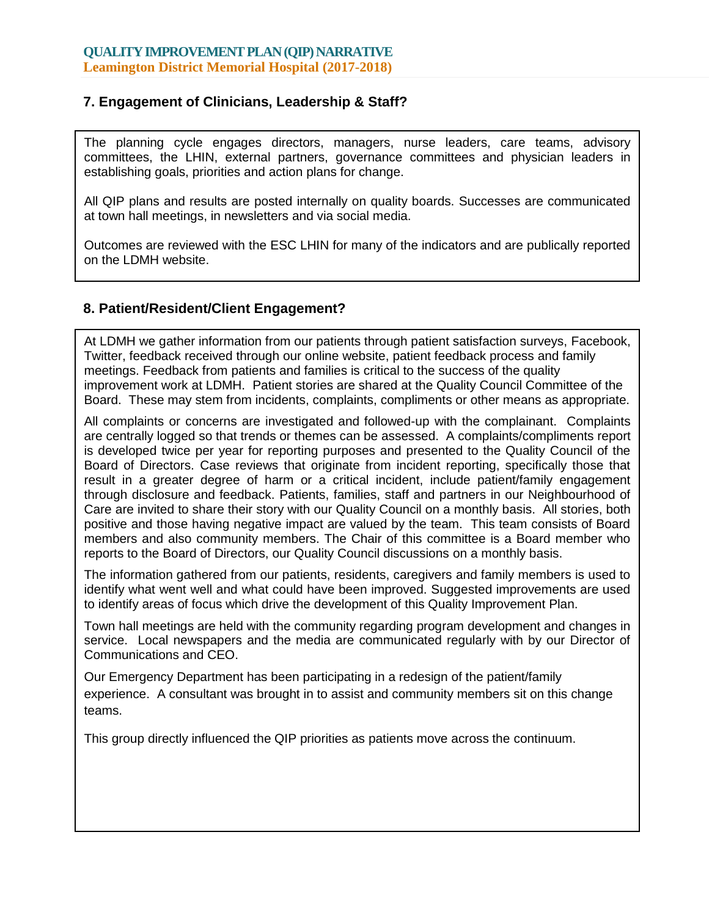## 7. Engagement of Clinicians, Leadership & Staff?

The planning cycle engages directors, managers, nurse leaders, care teams, advisory committees, the LHIN, external partners, governance committees and physician leaders in establishing goals, priorities and action plans for change.

All QIP plans and results are posted internally on quality boards. Successes are communicated at town hall meetings, in newsletters and via social media.

Outcomes are reviewed with the ESC LHIN for many of the indicators and are publically reported on the LDMH website.

## 8. Patient/Resident/Client Engagement?

At LDMH we gather information from our patients through patient satisfaction surveys, Facebook, Twitter, feedback received through our online website, patient feedback process and family meetings. Feedback from patients and families is critical to the success of the quality improvement work at LDMH. Patient stories are shared at the Quality Council Committee of the Board. These may stem from incidents, complaints, compliments or other means as appropriate.

All complaints or concerns are investigated and followed-up with the complainant. Complaints are centrally logged so that trends or themes can be assessed. A complaints/compliments report is developed twice per year for reporting purposes and presented to the Quality Council of the Board of Directors. Case reviews that originate from incident reporting, specifically those that result in a greater degree of harm or a critical incident, include patient/family engagement through disclosure and feedback. Patients, families, staff and partners in our Neighbourhood of Care are invited to share their story with our Quality Council on a monthly basis. All stories, both positive and those having negative impact are valued by the team. This team consists of Board members and also community members. The Chair of this committee is a Board member who reports to the Board of Directors, our Quality Council discussions on a monthly basis.

The information gathered from our patients, residents, caregivers and family members is used to identify what went well and what could have been improved. Suggested improvements are used to identify areas of focus which drive the development of this Quality Improvement Plan.

Town hall meetings are held with the community regarding program development and changes in service. Local newspapers and the media are communicated regularly with by our Director of Communications and CEO.

Our Emergency Department has been participating in a redesign of the patient/family experience. A consultant was brought in to assist and community members sit on this change teams.

This group directly influenced the QIP priorities as patients move across the continuum.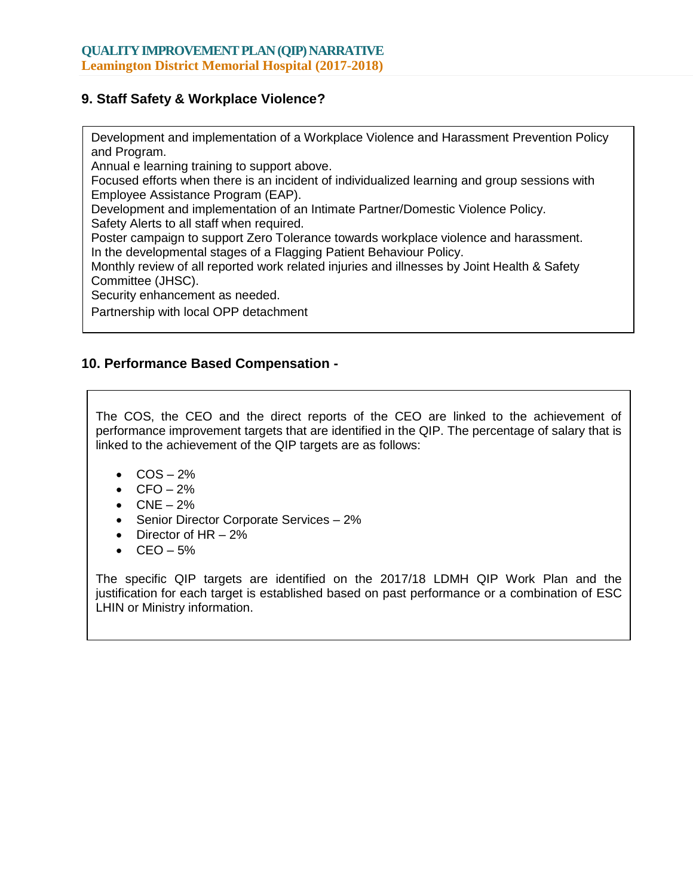## 9. Staff Safety & Workplace Violence?

Development and implementation of a Workplace Violence and Harassment Prevention Policy and Program.
Annual e learning training to support above.
Focused efforts when there is an incident of individualized learning and group sessions with Employee Assistance Program (EAP).
Development and implementation of an Intimate Partner/Domestic Violence Policy.
Safety Alerts to all staff when required.
Poster campaign to support Zero Tolerance towards workplace violence and harassment.
In the developmental stages of a Flagging Patient Behaviour Policy.
Monthly review of all reported work related injuries and illnesses by Joint Health & Safety Committee (JHSC).
Security enhancement as needed.
Partnership with local OPP detachment

## 10. Performance Based Compensation -

The COS, the CEO and the direct reports of the CEO are linked to the achievement of performance improvement targets that are identified in the QIP. The percentage of salary that is linked to the achievement of the QIP targets are as follows:

- COS – 2%
- CFO – 2%
- CNE – 2%
- Senior Director Corporate Services – 2%
- Director of HR – 2%
- CEO – 5%

The specific QIP targets are identified on the 2017/18 LDMH QIP Work Plan and the justification for each target is established based on past performance or a combination of ESC LHIN or Ministry information.